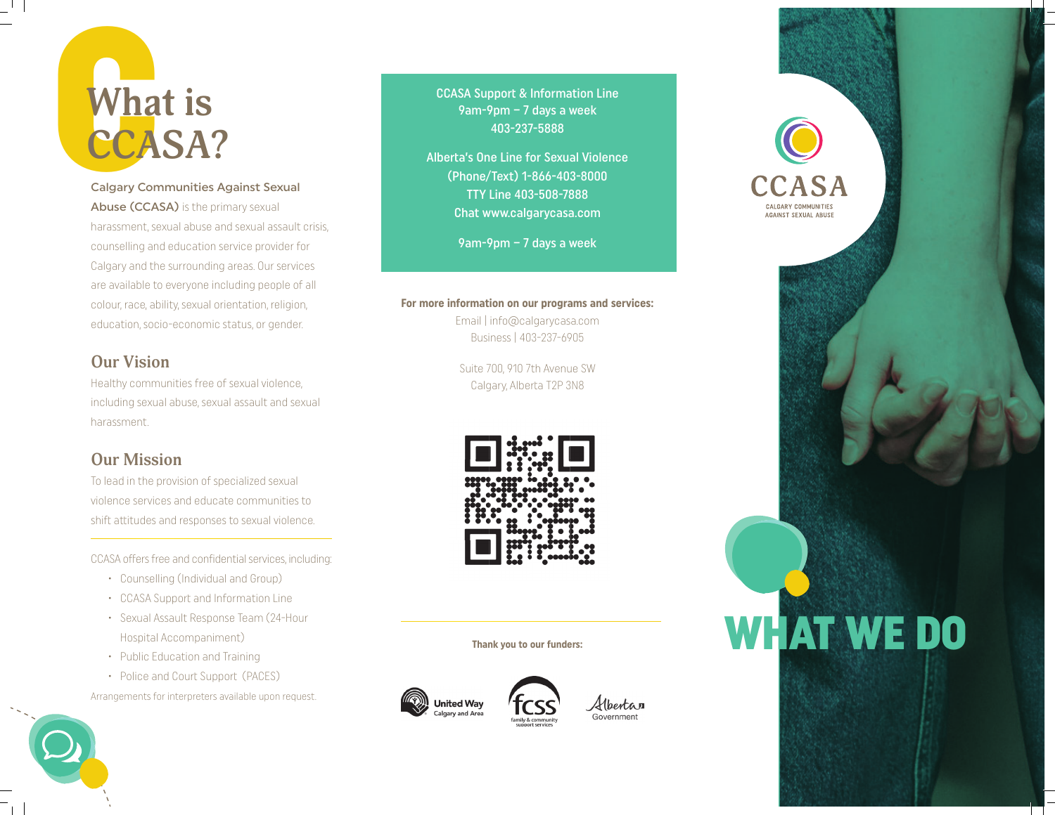# What is CCASA?

**Calgary Communities Against Sexual Abuse (CCASA)** is the primary sexual harassment, sexual abuse and sexual assault crisis, counselling and education service provider for Calgary and the surrounding areas. Our services are available to everyone including people of all colour, race, ability, sexual orientation, religion, education, socio-economic status, or gender.

## Our Vision

Healthy communities free of sexual violence, including sexual abuse, sexual assault and sexual harassment.

## Our Mission

To lead in the provision of specialized sexual violence services and educate communities to shift attitudes and responses to sexual violence.

CCASA offers free and confidential services, including:

- Counselling (Individual and Group)
- CCASA Support and Information Line
- Sexual Assault Response Team (24-Hour Hospital Accompaniment)
- Public Education and Training
- Police and Court Support (PACES)

Arrangements for interpreters available upon request.

CCASA Support & Information Line
9am-9pm – 7 days a week
403-237-5888

Alberta's One Line for Sexual Violence
(Phone/Text) 1-866-403-8000
TTY Line 403-508-7888
Chat www.calgarycasa.com

9am-9pm – 7 days a week

**For more information on our programs and services:**

Email | info@calgarycasa.com
Business | 403-237-6905

Suite 700, 910 7th Avenue SW
Calgary, Alberta T2P 3N8

**Thank you to our funders:**

United Way Calgary and Area
fcss family & community support services
Alberta Government

CCASA
CALGARY COMMUNITIES AGAINST SEXUAL ABUSE

# WHAT WE DO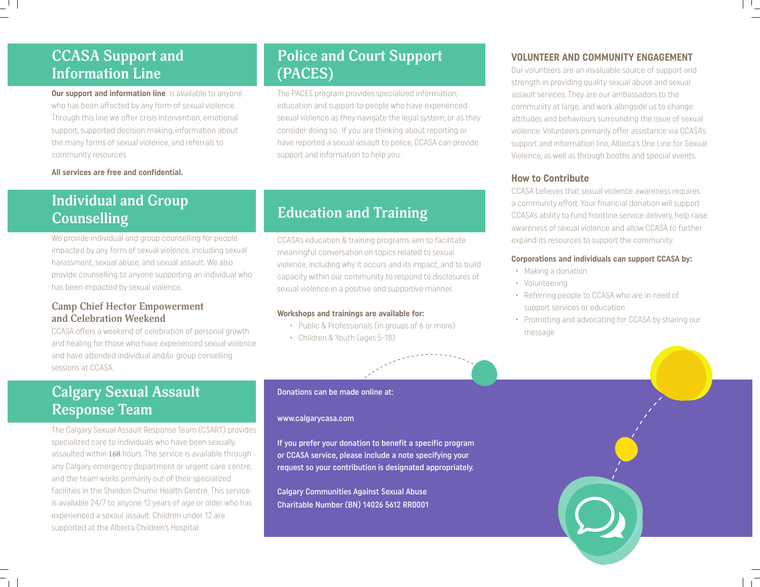## CCASA Support and Information Line

**Our support and information line** is available to anyone who has been affected by any form of sexual violence. Through this line we offer crisis intervention, emotional support, supported decision making, information about the many forms of sexual violence, and referrals to community resources.

**All services are free and confidential.**

## Individual and Group Counselling

We provide individual and group counselling for people impacted by any form of sexual violence, including sexual harassment, sexual abuse, and sexual assault. We also provide counselling to anyone supporting an individual who has been impacted by sexual violence.

### Camp Chief Hector Empowerment and Celebration Weekend

CCASA offers a weekend of celebration of personal growth and healing for those who have experienced sexual violence and have attended individual and/or group conselling sessions at CCASA.

## Calgary Sexual Assault Response Team

The Calgary Sexual Assault Response Team (CSART) provides specialized care to individuals who have been sexually assaulted within 168 hours. The service is available through any Calgary emergency department or urgent care centre, and the team works primarily out of their specialized facilities in the Sheldon Chumir Health Centre. This service is available 24/7 to anyone 12 years of age or older who has experienced a sexaul assault. Children under 12 are supported at the Alberta Children's Hospital.

## Police and Court Support (PACES)

The PACES program provides specialized information, education and support to people who have experienced sexual violence as they navigate the legal system, or as they consider doing so. If you are thinking about reporting or have reported a sexual assault to police, CCASA can provide support and information to help you.

## Education and Training

CCASA's education & training programs aim to facilitate meaningful conversation on topics related to sexual violence, including why it occurs and its impact, and to build capacity within our community to respond to disclosures of sexual violence in a positive and supportive manner.

**Workshops and trainings are available for:**

- Public & Professionals (in groups of 6 or more)
- Children & Youth (ages 5-18)

Donations can be made online at:

www.calgarycasa.com

If you prefer your donation to benefit a specific program or CCASA service, please include a note specifying your request so your contribution is designated appropriately.

Calgary Communities Against Sexual Abuse
Charitable Number (BN) 14026 5612 RR0001

### VOLUNTEER AND COMMUNITY ENGAGEMENT

Our volunteers are an invaluable source of support and strength in providing quality sexual abuse and sexual assault services. They are our ambassadors to the community at large, and work alongside us to change attitudes and behaviours surrounding the issue of sexual violence. Volunteers primarily offer assistance via CCASA's support and information line, Alberta's One Line for Sexual Violence, as well as through booths and special events.

### How to Contribute

CCASA believes that sexual violence awareness requires a community effort. Your financial donation will support CCASA's ability to fund frontline service delivery, help raise awareness of sexual violence and allow CCASA to further expand its resources to support the community.

**Corporations and individuals can support CCASA by:**

- Making a donation
- Volunteering
- Referring people to CCASA who are in need of support services or education
- Promoting and advocating for CCASA by sharing our message